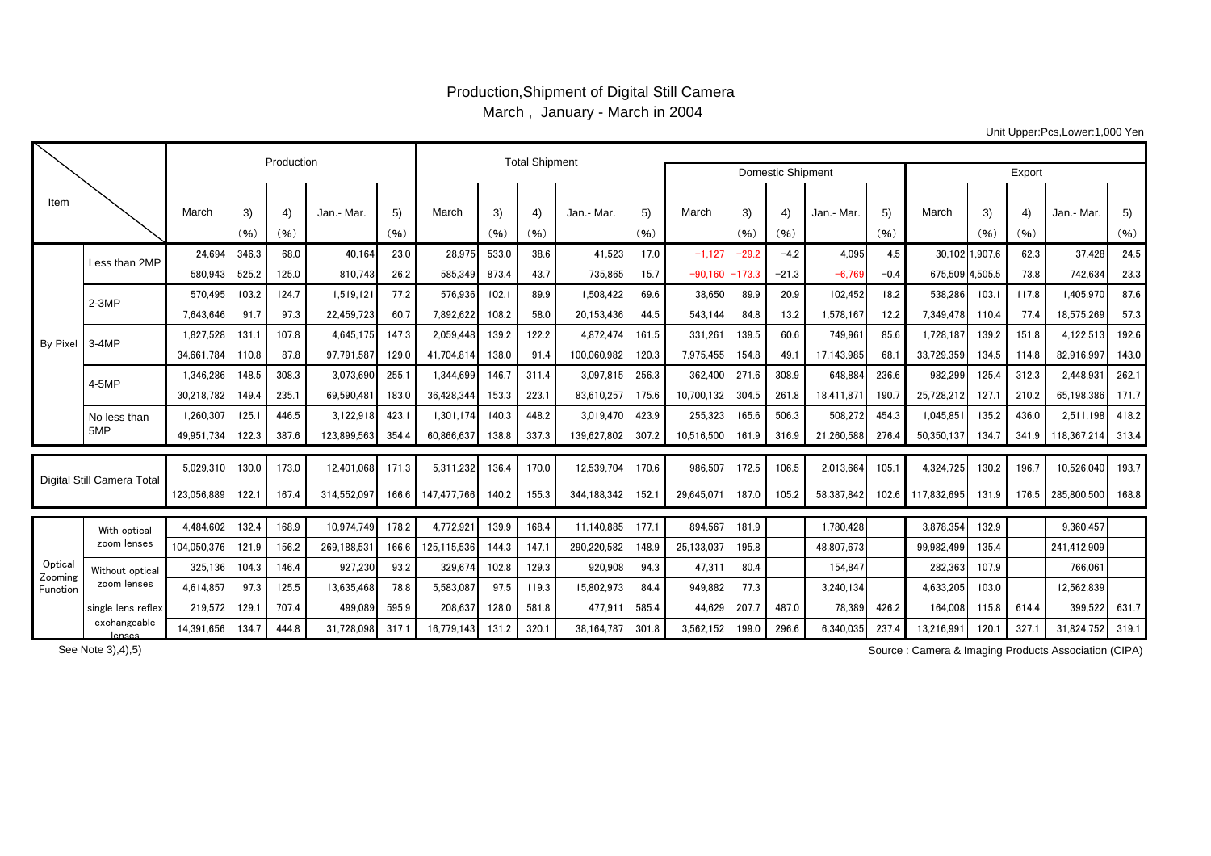# Production,Shipment of Digital Still Camera
## March , January - March in 2004

Unit Upper:Pcs,Lower:1,000 Yen

| Item | | Production | | | | | Total Shipment | | | | | Domestic Shipment | | | | | Export | | | | |
|---|---|---|---|---|---|---|---|---|---|---|---|---|---|---|---|---|---|---|---|---|---|
| | | March | 3) (%) | 4) (%) | Jan.- Mar. | 5) (%) | March | 3) (%) | 4) (%) | Jan.- Mar. | 5) (%) | March | 3) (%) | 4) (%) | Jan.- Mar. | 5) (%) | March | 3) (%) | 4) (%) | Jan.- Mar. | 5) (%) |
| By Pixel | Less than 2MP | 24,694 | 346.3 | 68.0 | 40,164 | 23.0 | 28,975 | 533.0 | 38.6 | 41,523 | 17.0 | −1,127 | −29.2 | −4.2 | 4,095 | 4.5 | 30,102 | 1,907.6 | 62.3 | 37,428 | 24.5 |
| | | 580,943 | 525.2 | 125.0 | 810,743 | 26.2 | 585,349 | 873.4 | 43.7 | 735,865 | 15.7 | −90,160 | −173.3 | −21.3 | −6,769 | −0.4 | 675,509 | 4,505.5 | 73.8 | 742,634 | 23.3 |
| | 2-3MP | 570,495 | 103.2 | 124.7 | 1,519,121 | 77.2 | 576,936 | 102.1 | 89.9 | 1,508,422 | 69.6 | 38,650 | 89.9 | 20.9 | 102,452 | 18.2 | 538,286 | 103.1 | 117.8 | 1,405,970 | 87.6 |
| | | 7,643,646 | 91.7 | 97.3 | 22,459,723 | 60.7 | 7,892,622 | 108.2 | 58.0 | 20,153,436 | 44.5 | 543,144 | 84.8 | 13.2 | 1,578,167 | 12.2 | 7,349,478 | 110.4 | 77.4 | 18,575,269 | 57.3 |
| | 3-4MP | 1,827,528 | 131.1 | 107.8 | 4,645,175 | 147.3 | 2,059,448 | 139.2 | 122.2 | 4,872,474 | 161.5 | 331,261 | 139.5 | 60.6 | 749,961 | 85.6 | 1,728,187 | 139.2 | 151.8 | 4,122,513 | 192.6 |
| | | 34,661,784 | 110.8 | 87.8 | 97,791,587 | 129.0 | 41,704,814 | 138.0 | 91.4 | 100,060,982 | 120.3 | 7,975,455 | 154.8 | 49.1 | 17,143,985 | 68.1 | 33,729,359 | 134.5 | 114.8 | 82,916,997 | 143.0 |
| | 4-5MP | 1,346,286 | 148.5 | 308.3 | 3,073,690 | 255.1 | 1,344,699 | 146.7 | 311.4 | 3,097,815 | 256.3 | 362,400 | 271.6 | 308.9 | 648,884 | 236.6 | 982,299 | 125.4 | 312.3 | 2,448,931 | 262.1 |
| | | 30,218,782 | 149.4 | 235.1 | 69,590,481 | 183.0 | 36,428,344 | 153.3 | 223.1 | 83,610,257 | 175.6 | 10,700,132 | 304.5 | 261.8 | 18,411,871 | 190.7 | 25,728,212 | 127.1 | 210.2 | 65,198,386 | 171.7 |
| | No less than 5MP | 1,260,307 | 125.1 | 446.5 | 3,122,918 | 423.1 | 1,301,174 | 140.3 | 448.2 | 3,019,470 | 423.9 | 255,323 | 165.6 | 506.3 | 508,272 | 454.3 | 1,045,851 | 135.2 | 436.0 | 2,511,198 | 418.2 |
| | | 49,951,734 | 122.3 | 387.6 | 123,899,563 | 354.4 | 60,866,637 | 138.8 | 337.3 | 139,627,802 | 307.2 | 10,516,500 | 161.9 | 316.9 | 21,260,588 | 276.4 | 50,350,137 | 134.7 | 341.9 | 118,367,214 | 313.4 |
| Digital Still Camera Total | | 5,029,310 | 130.0 | 173.0 | 12,401,068 | 171.3 | 5,311,232 | 136.4 | 170.0 | 12,539,704 | 170.6 | 986,507 | 172.5 | 106.5 | 2,013,664 | 105.1 | 4,324,725 | 130.2 | 196.7 | 10,526,040 | 193.7 |
| | | 123,056,889 | 122.1 | 167.4 | 314,552,097 | 166.6 | 147,477,766 | 140.2 | 155.3 | 344,188,342 | 152.1 | 29,645,071 | 187.0 | 105.2 | 58,387,842 | 102.6 | 117,832,695 | 131.9 | 176.5 | 285,800,500 | 168.8 |
| Optical Zooming Function | With optical zoom lenses | 4,484,602 | 132.4 | 168.9 | 10,974,749 | 178.2 | 4,772,921 | 139.9 | 168.4 | 11,140,885 | 177.1 | 894,567 | 181.9 | | 1,780,428 | | 3,878,354 | 132.9 | | 9,360,457 | |
| | | 104,050,376 | 121.9 | 156.2 | 269,188,531 | 166.6 | 125,115,536 | 144.3 | 147.1 | 290,220,582 | 148.9 | 25,133,037 | 195.8 | | 48,807,673 | | 99,982,499 | 135.4 | | 241,412,909 | |
| | Without optical zoom lenses | 325,136 | 104.3 | 146.4 | 927,230 | 93.2 | 329,674 | 102.8 | 129.3 | 920,908 | 94.3 | 47,311 | 80.4 | | 154,847 | | 282,363 | 107.9 | | 766,061 | |
| | | 4,614,857 | 97.3 | 125.5 | 13,635,468 | 78.8 | 5,583,087 | 97.5 | 119.3 | 15,802,973 | 84.4 | 949,882 | 77.3 | | 3,240,134 | | 4,633,205 | 103.0 | | 12,562,839 | |
| | single lens reflex exchangeable lenses | 219,572 | 129.1 | 707.4 | 499,089 | 595.9 | 208,637 | 128.0 | 581.8 | 477,911 | 585.4 | 44,629 | 207.7 | 487.0 | 78,389 | 426.2 | 164,008 | 115.8 | 614.4 | 399,522 | 631.7 |
| | | 14,391,656 | 134.7 | 444.8 | 31,728,098 | 317.1 | 16,779,143 | 131.2 | 320.1 | 38,164,787 | 301.8 | 3,562,152 | 199.0 | 296.6 | 6,340,035 | 237.4 | 13,216,991 | 120.1 | 327.1 | 31,824,752 | 319.1 |

See Note 3),4),5)

Source : Camera & Imaging Products Association (CIPA)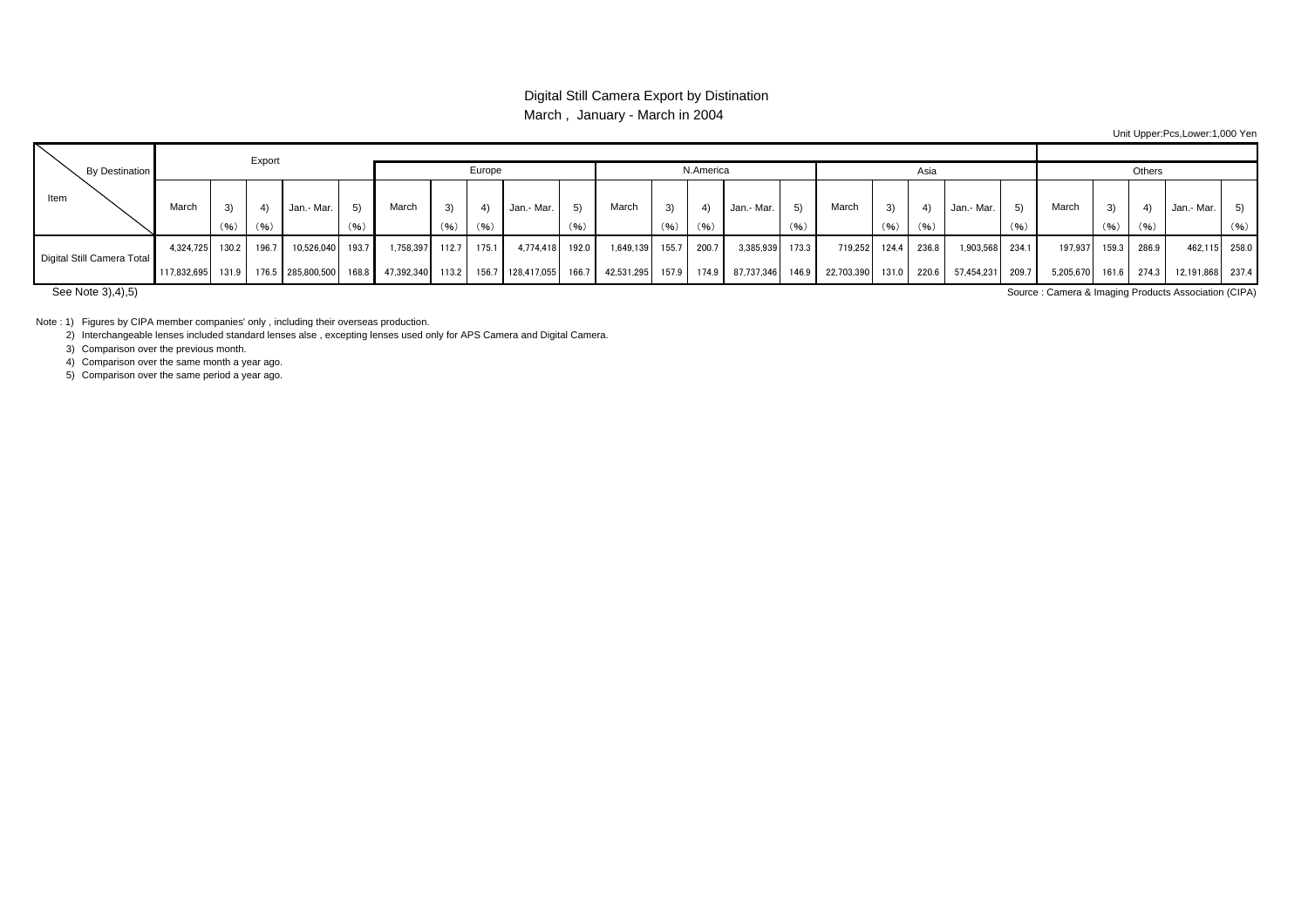Digital Still Camera Export by Distination

March , January - March in 2004

Unit Upper:Pcs,Lower:1,000 Yen

| By Destination / Item | Export | | | | | Europe | | | | | N.America | | | | | Asia | | | | | Others | | | | |
|---|---|---|---|---|---|---|---|---|---|---|---|---|---|---|---|---|---|---|---|---|---|---|---|---|---|
| | March | 3) (%) | 4) (%) | Jan.- Mar. | 5) (%) | March | 3) (%) | 4) (%) | Jan.- Mar. | 5) (%) | March | 3) (%) | 4) (%) | Jan.- Mar. | 5) (%) | March | 3) (%) | 4) (%) | Jan.- Mar. | 5) (%) | March | 3) (%) | 4) (%) | Jan.- Mar. | 5) (%) |
| Digital Still Camera Total | 4,324,725 | 130.2 | 196.7 | 10,526,040 | 193.7 | 1,758,397 | 112.7 | 175.1 | 4,774,418 | 192.0 | 1,649,139 | 155.7 | 200.7 | 3,385,939 | 173.3 | 719,252 | 124.4 | 236.8 | 1,903,568 | 234.1 | 197,937 | 159.3 | 286.9 | 462,115 | 258.0 |
| | 117,832,695 | 131.9 | 176.5 | 285,800,500 | 168.8 | 47,392,340 | 113.2 | 156.7 | 128,417,055 | 166.7 | 42,531,295 | 157.9 | 174.9 | 87,737,346 | 146.9 | 22,703,390 | 131.0 | 220.6 | 57,454,231 | 209.7 | 5,205,670 | 161.6 | 274.3 | 12,191,868 | 237.4 |

See Note 3),4),5)

Source : Camera & Imaging Products Association (CIPA)

Note : 1) Figures by CIPA member companies' only , including their overseas production.

2) Interchangeable lenses included standard lenses alse , excepting lenses used only for APS Camera and Digital Camera.

3) Comparison over the previous month.

4) Comparison over the same month a year ago.

5) Comparison over the same period a year ago.